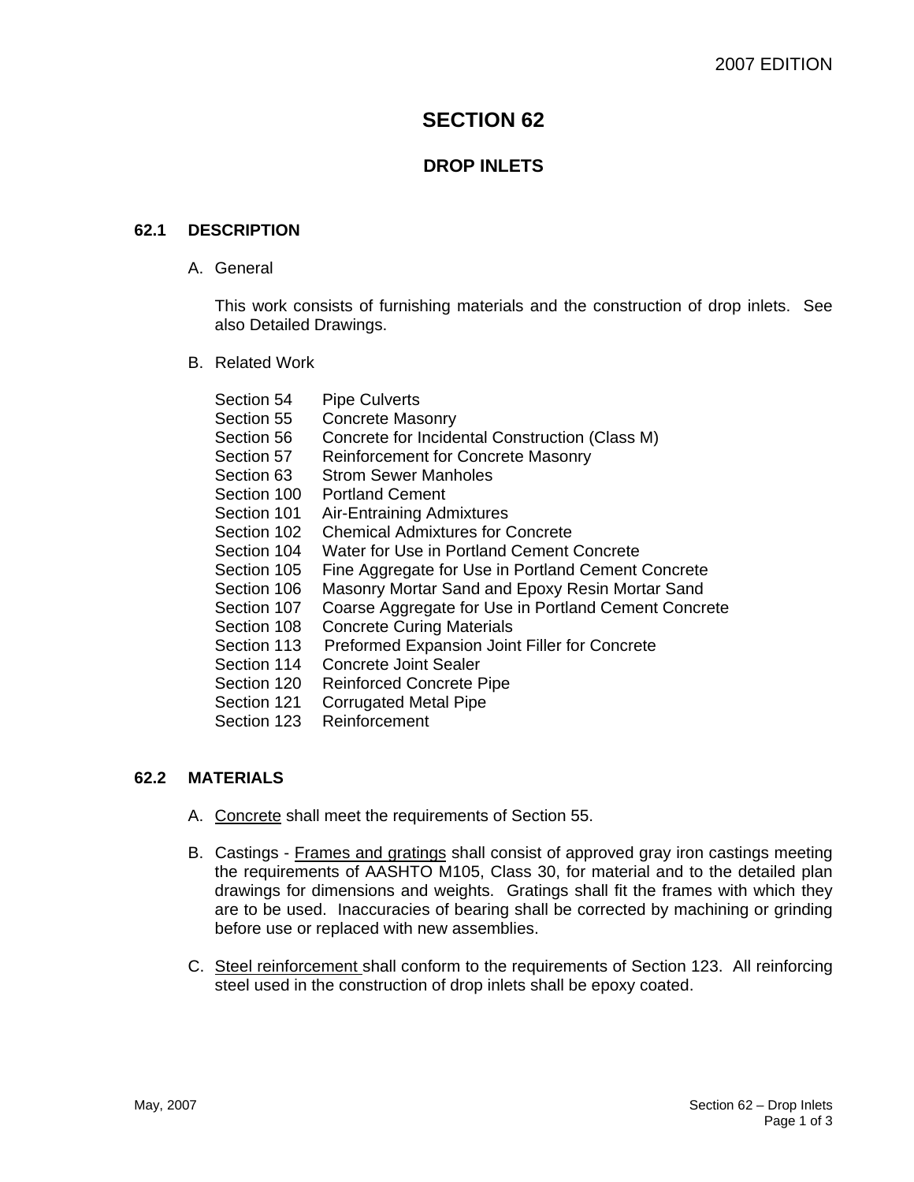# SECTION 62

## DROP INLETS

### 62.1 DESCRIPTION

A. General

This work consists of furnishing materials and the construction of drop inlets. See also Detailed Drawings.

B. Related Work

| | |
|---|---|
| Section 54 | Pipe Culverts |
| Section 55 | Concrete Masonry |
| Section 56 | Concrete for Incidental Construction (Class M) |
| Section 57 | Reinforcement for Concrete Masonry |
| Section 63 | Strom Sewer Manholes |
| Section 100 | Portland Cement |
| Section 101 | Air-Entraining Admixtures |
| Section 102 | Chemical Admixtures for Concrete |
| Section 104 | Water for Use in Portland Cement Concrete |
| Section 105 | Fine Aggregate for Use in Portland Cement Concrete |
| Section 106 | Masonry Mortar Sand and Epoxy Resin Mortar Sand |
| Section 107 | Coarse Aggregate for Use in Portland Cement Concrete |
| Section 108 | Concrete Curing Materials |
| Section 113 | Preformed Expansion Joint Filler for Concrete |
| Section 114 | Concrete Joint Sealer |
| Section 120 | Reinforced Concrete Pipe |
| Section 121 | Corrugated Metal Pipe |
| Section 123 | Reinforcement |

### 62.2 MATERIALS

A. <u>Concrete</u> shall meet the requirements of Section 55.

B. Castings - <u>Frames and gratings</u> shall consist of approved gray iron castings meeting the requirements of AASHTO M105, Class 30, for material and to the detailed plan drawings for dimensions and weights. Gratings shall fit the frames with which they are to be used. Inaccuracies of bearing shall be corrected by machining or grinding before use or replaced with new assemblies.

C. <u>Steel reinforcement</u> shall conform to the requirements of Section 123. All reinforcing steel used in the construction of drop inlets shall be epoxy coated.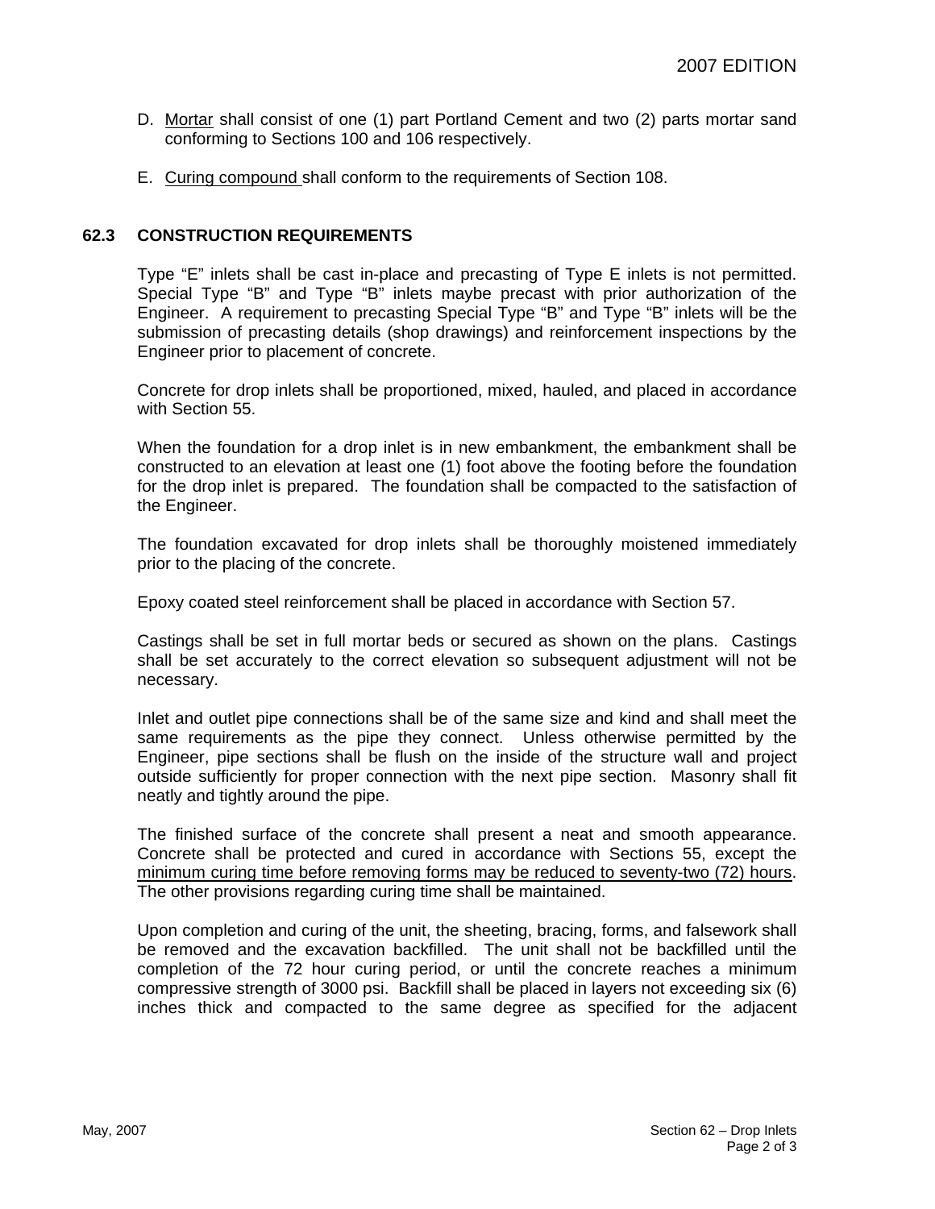D. Mortar shall consist of one (1) part Portland Cement and two (2) parts mortar sand conforming to Sections 100 and 106 respectively.

E. Curing compound shall conform to the requirements of Section 108.

## 62.3 CONSTRUCTION REQUIREMENTS

Type “E” inlets shall be cast in-place and precasting of Type E inlets is not permitted. Special Type “B” and Type “B” inlets maybe precast with prior authorization of the Engineer. A requirement to precasting Special Type “B” and Type “B” inlets will be the submission of precasting details (shop drawings) and reinforcement inspections by the Engineer prior to placement of concrete.

Concrete for drop inlets shall be proportioned, mixed, hauled, and placed in accordance with Section 55.

When the foundation for a drop inlet is in new embankment, the embankment shall be constructed to an elevation at least one (1) foot above the footing before the foundation for the drop inlet is prepared. The foundation shall be compacted to the satisfaction of the Engineer.

The foundation excavated for drop inlets shall be thoroughly moistened immediately prior to the placing of the concrete.

Epoxy coated steel reinforcement shall be placed in accordance with Section 57.

Castings shall be set in full mortar beds or secured as shown on the plans. Castings shall be set accurately to the correct elevation so subsequent adjustment will not be necessary.

Inlet and outlet pipe connections shall be of the same size and kind and shall meet the same requirements as the pipe they connect. Unless otherwise permitted by the Engineer, pipe sections shall be flush on the inside of the structure wall and project outside sufficiently for proper connection with the next pipe section. Masonry shall fit neatly and tightly around the pipe.

The finished surface of the concrete shall present a neat and smooth appearance. Concrete shall be protected and cured in accordance with Sections 55, except the minimum curing time before removing forms may be reduced to seventy-two (72) hours. The other provisions regarding curing time shall be maintained.

Upon completion and curing of the unit, the sheeting, bracing, forms, and falsework shall be removed and the excavation backfilled. The unit shall not be backfilled until the completion of the 72 hour curing period, or until the concrete reaches a minimum compressive strength of 3000 psi. Backfill shall be placed in layers not exceeding six (6) inches thick and compacted to the same degree as specified for the adjacent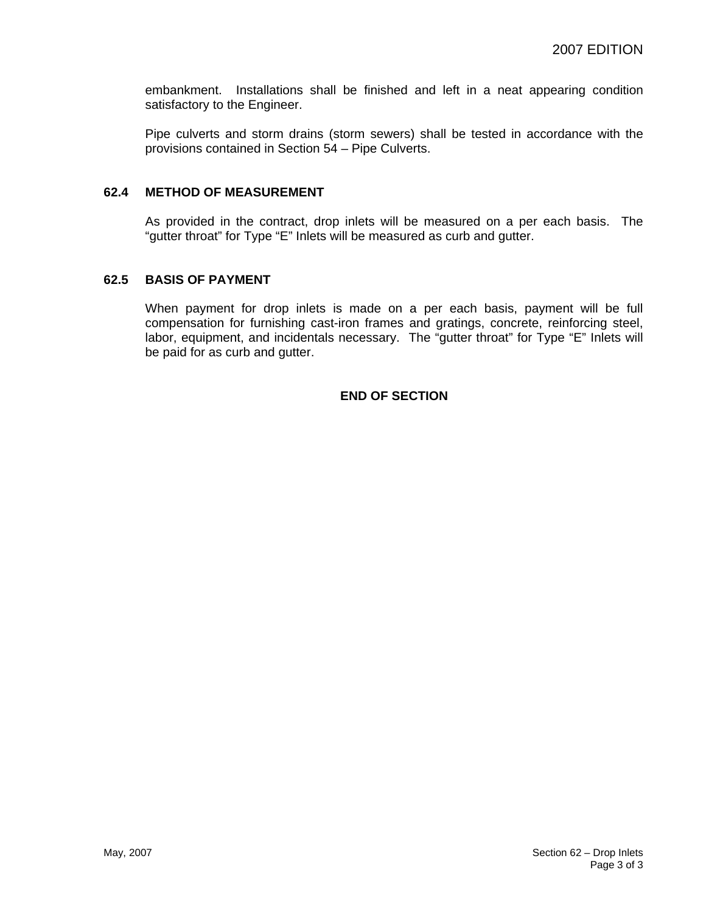embankment. Installations shall be finished and left in a neat appearing condition satisfactory to the Engineer.

Pipe culverts and storm drains (storm sewers) shall be tested in accordance with the provisions contained in Section 54 – Pipe Culverts.

## 62.4 METHOD OF MEASUREMENT

As provided in the contract, drop inlets will be measured on a per each basis. The "gutter throat" for Type "E" Inlets will be measured as curb and gutter.

## 62.5 BASIS OF PAYMENT

When payment for drop inlets is made on a per each basis, payment will be full compensation for furnishing cast-iron frames and gratings, concrete, reinforcing steel, labor, equipment, and incidentals necessary. The "gutter throat" for Type "E" Inlets will be paid for as curb and gutter.

**END OF SECTION**